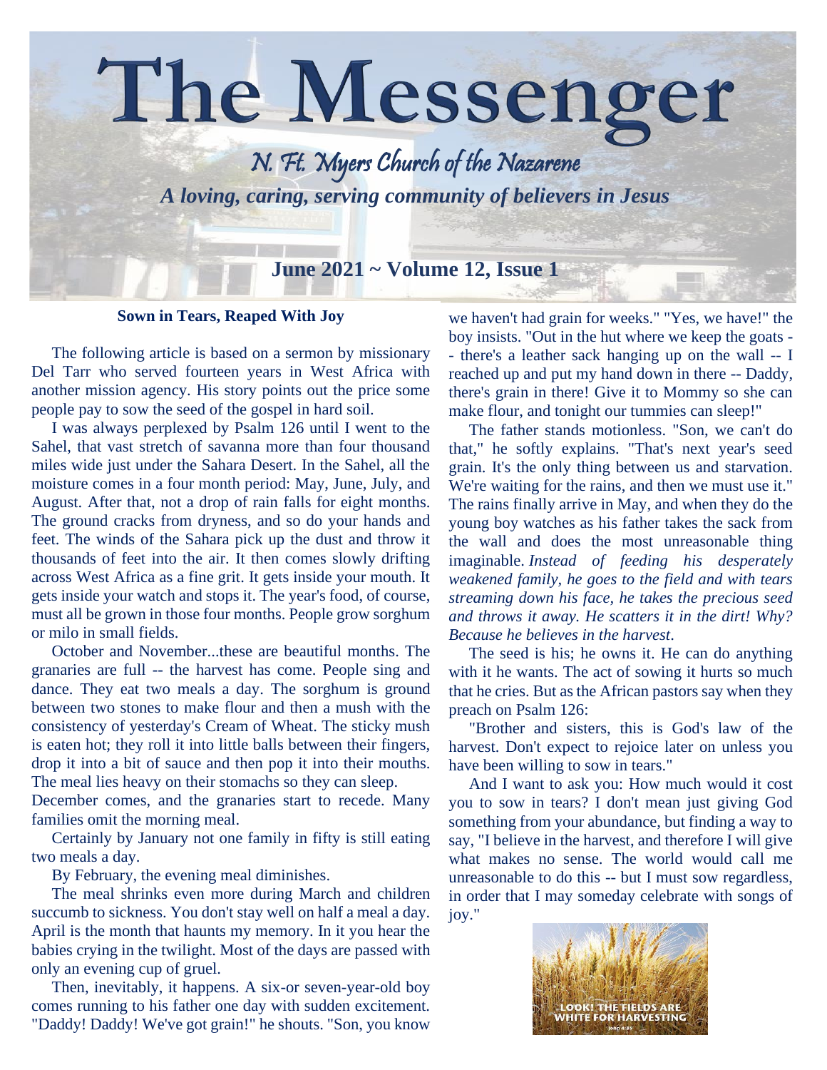# The Messenger

## N. Ft. Myers Church of the Nazarene

***A loving, caring, serving community of believers in Jesus***

**June 2021 ~ Volume 12, Issue 1**

### Sown in Tears, Reaped With Joy

The following article is based on a sermon by missionary Del Tarr who served fourteen years in West Africa with another mission agency. His story points out the price some people pay to sow the seed of the gospel in hard soil.

I was always perplexed by Psalm 126 until I went to the Sahel, that vast stretch of savanna more than four thousand miles wide just under the Sahara Desert. In the Sahel, all the moisture comes in a four month period: May, June, July, and August. After that, not a drop of rain falls for eight months. The ground cracks from dryness, and so do your hands and feet. The winds of the Sahara pick up the dust and throw it thousands of feet into the air. It then comes slowly drifting across West Africa as a fine grit. It gets inside your mouth. It gets inside your watch and stops it. The year's food, of course, must all be grown in those four months. People grow sorghum or milo in small fields.

October and November...these are beautiful months. The granaries are full -- the harvest has come. People sing and dance. They eat two meals a day. The sorghum is ground between two stones to make flour and then a mush with the consistency of yesterday's Cream of Wheat. The sticky mush is eaten hot; they roll it into little balls between their fingers, drop it into a bit of sauce and then pop it into their mouths. The meal lies heavy on their stomachs so they can sleep.

December comes, and the granaries start to recede. Many families omit the morning meal.

Certainly by January not one family in fifty is still eating two meals a day.

By February, the evening meal diminishes.

The meal shrinks even more during March and children succumb to sickness. You don't stay well on half a meal a day. April is the month that haunts my memory. In it you hear the babies crying in the twilight. Most of the days are passed with only an evening cup of gruel.

Then, inevitably, it happens. A six-or seven-year-old boy comes running to his father one day with sudden excitement. "Daddy! Daddy! We've got grain!" he shouts. "Son, you know we haven't had grain for weeks." "Yes, we have!" the boy insists. "Out in the hut where we keep the goats -- there's a leather sack hanging up on the wall -- I reached up and put my hand down in there -- Daddy, there's grain in there! Give it to Mommy so she can make flour, and tonight our tummies can sleep!"

The father stands motionless. "Son, we can't do that," he softly explains. "That's next year's seed grain. It's the only thing between us and starvation. We're waiting for the rains, and then we must use it." The rains finally arrive in May, and when they do the young boy watches as his father takes the sack from the wall and does the most unreasonable thing imaginable. *Instead of feeding his desperately weakened family, he goes to the field and with tears streaming down his face, he takes the precious seed and throws it away. He scatters it in the dirt! Why? Because he believes in the harvest.*

The seed is his; he owns it. He can do anything with it he wants. The act of sowing it hurts so much that he cries. But as the African pastors say when they preach on Psalm 126:

"Brother and sisters, this is God's law of the harvest. Don't expect to rejoice later on unless you have been willing to sow in tears."

And I want to ask you: How much would it cost you to sow in tears? I don't mean just giving God something from your abundance, but finding a way to say, "I believe in the harvest, and therefore I will give what makes no sense. The world would call me unreasonable to do this -- but I must sow regardless, in order that I may someday celebrate with songs of joy."

LOOK! THE FIELDS ARE WHITE FOR HARVESTING
John 4:35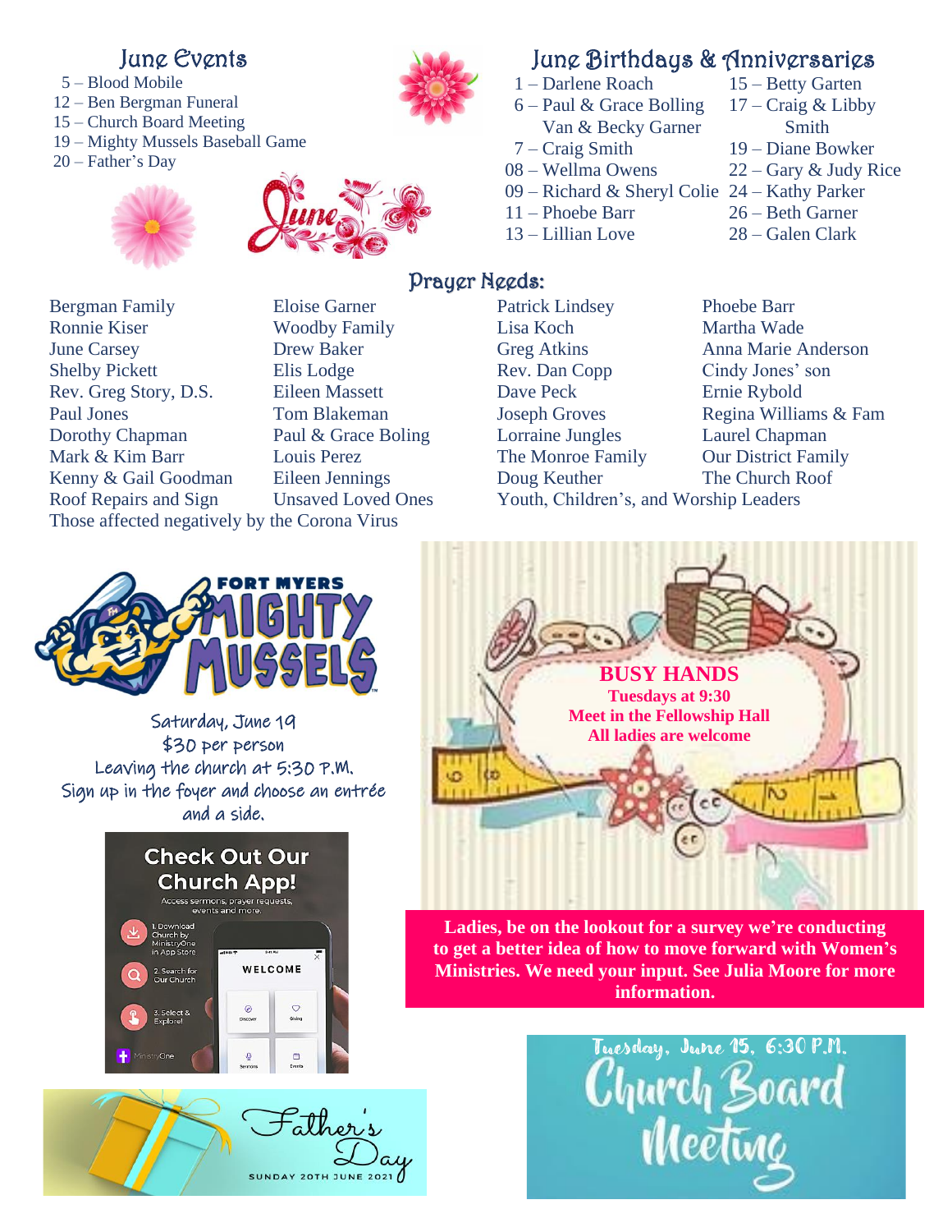## June Events

5 – Blood Mobile
12 – Ben Bergman Funeral
15 – Church Board Meeting
19 – Mighty Mussels Baseball Game
20 – Father's Day

## June Birthdays & Anniversaries

1 – Darlene Roach
6 – Paul & Grace Bolling
Van & Becky Garner
7 – Craig Smith
08 – Wellma Owens
09 – Richard & Sheryl Colie
11 – Phoebe Barr
13 – Lillian Love
15 – Betty Garten
17 – Craig & Libby Smith
19 – Diane Bowker
22 – Gary & Judy Rice
24 – Kathy Parker
26 – Beth Garner
28 – Galen Clark

## Prayer Needs:

Bergman Family
Ronnie Kiser
June Carsey
Shelby Pickett
Rev. Greg Story, D.S.
Paul Jones
Dorothy Chapman
Mark & Kim Barr
Kenny & Gail Goodman
Roof Repairs and Sign
Eloise Garner
Woodby Family
Drew Baker
Elis Lodge
Eileen Massett
Tom Blakeman
Paul & Grace Boling
Louis Perez
Eileen Jennings
Unsaved Loved Ones
Those affected negatively by the Corona Virus
Patrick Lindsey
Lisa Koch
Greg Atkins
Rev. Dan Copp
Dave Peck
Joseph Groves
Lorraine Jungles
The Monroe Family
Doug Keuther
Youth, Children's, and Worship Leaders
Phoebe Barr
Martha Wade
Anna Marie Anderson
Cindy Jones' son
Ernie Rybold
Regina Williams & Fam
Laurel Chapman
Our District Family
The Church Roof

FORT MYERS MIGHTY MUSSELS

Saturday, June 19
$30 per person
Leaving the church at 5:30 P.M.
Sign up in the foyer and choose an entrée and a side.

**BUSY HANDS**
**Tuesdays at 9:30**
**Meet in the Fellowship Hall**
**All ladies are welcome**

**Ladies, be on the lookout for a survey we're conducting to get a better idea of how to move forward with Women's Ministries. We need your input. See Julia Moore for more information.**

Check Out Our Church App!
Access sermons, prayer requests, events and more.
1. Download Church by MinistryOne in App Store
2. Search for Our Church
3. Select & Explore!

Father's Day
SUNDAY 20TH JUNE 2021

Tuesday, June 15, 6:30 P.M.
Church Board Meeting